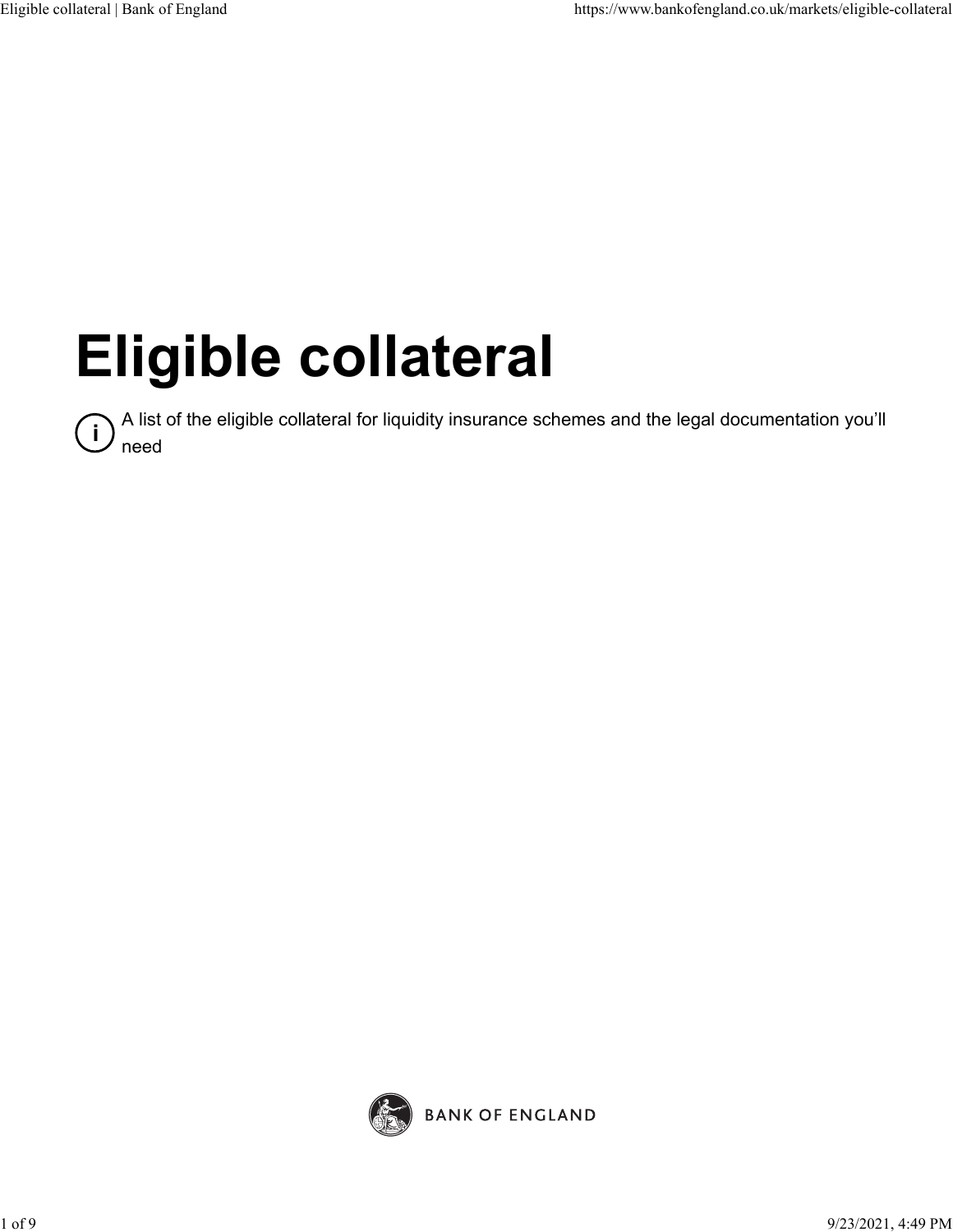# Eligible collateral

A list of the eligible collateral for liquidity insurance schemes and the legal documentation you'll need

BANK OF ENGLAND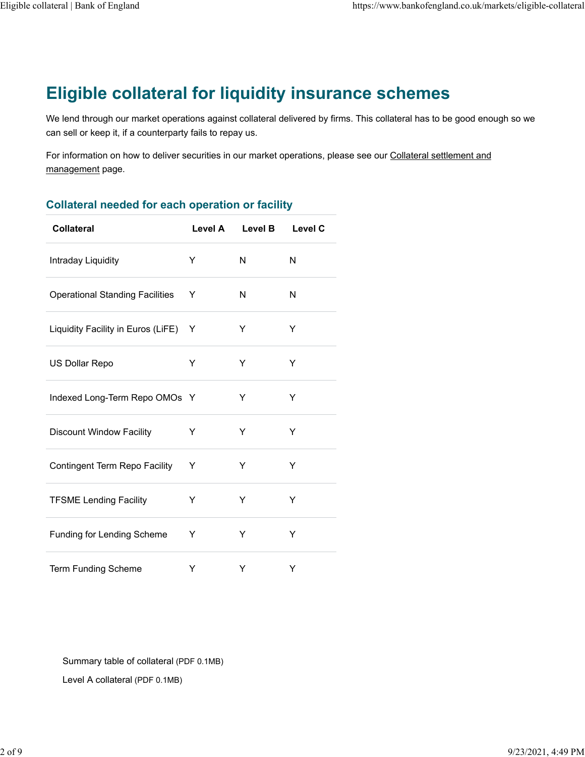# Eligible collateral for liquidity insurance schemes

We lend through our market operations against collateral delivered by firms. This collateral has to be good enough so we can sell or keep it, if a counterparty fails to repay us.

For information on how to deliver securities in our market operations, please see our Collateral settlement and management page.

## Collateral needed for each operation or facility

| Collateral | Level A | Level B | Level C |
|---|---|---|---|
| Intraday Liquidity | Y | N | N |
| Operational Standing Facilities | Y | N | N |
| Liquidity Facility in Euros (LiFE) | Y | Y | Y |
| US Dollar Repo | Y | Y | Y |
| Indexed Long-Term Repo OMOs | Y | Y | Y |
| Discount Window Facility | Y | Y | Y |
| Contingent Term Repo Facility | Y | Y | Y |
| TFSME Lending Facility | Y | Y | Y |
| Funding for Lending Scheme | Y | Y | Y |
| Term Funding Scheme | Y | Y | Y |

Summary table of collateral (PDF 0.1MB)

Level A collateral (PDF 0.1MB)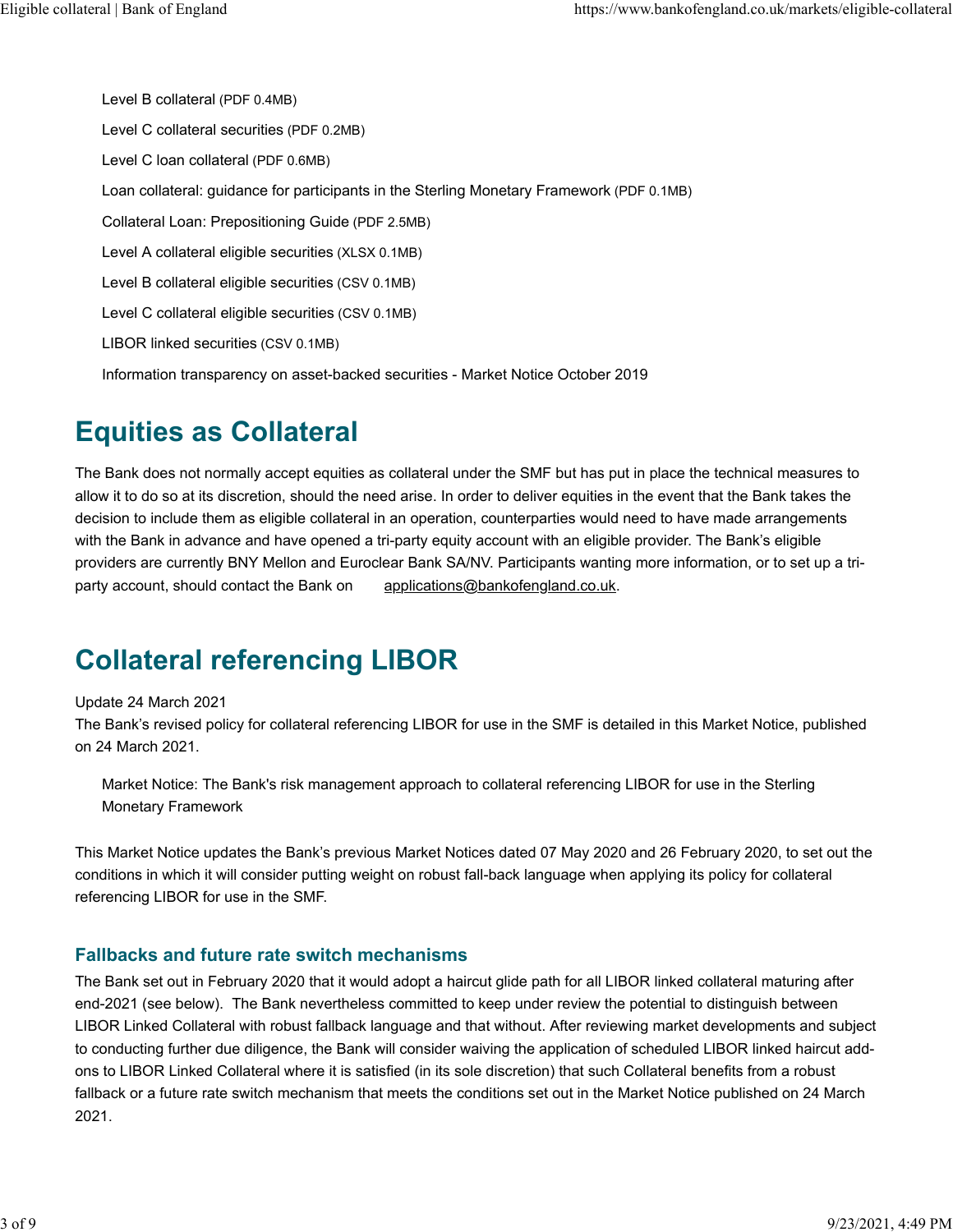- Level B collateral (PDF 0.4MB)
- Level C collateral securities (PDF 0.2MB)
- Level C loan collateral (PDF 0.6MB)
- Loan collateral: guidance for participants in the Sterling Monetary Framework (PDF 0.1MB)
- Collateral Loan: Prepositioning Guide (PDF 2.5MB)
- Level A collateral eligible securities (XLSX 0.1MB)
- Level B collateral eligible securities (CSV 0.1MB)
- Level C collateral eligible securities (CSV 0.1MB)
- LIBOR linked securities (CSV 0.1MB)
- Information transparency on asset-backed securities - Market Notice October 2019

## Equities as Collateral

The Bank does not normally accept equities as collateral under the SMF but has put in place the technical measures to allow it to do so at its discretion, should the need arise. In order to deliver equities in the event that the Bank takes the decision to include them as eligible collateral in an operation, counterparties would need to have made arrangements with the Bank in advance and have opened a tri-party equity account with an eligible provider. The Bank's eligible providers are currently BNY Mellon and Euroclear Bank SA/NV. Participants wanting more information, or to set up a tri-party account, should contact the Bank on applications@bankofengland.co.uk.

## Collateral referencing LIBOR

Update 24 March 2021
The Bank's revised policy for collateral referencing LIBOR for use in the SMF is detailed in this Market Notice, published on 24 March 2021.

- Market Notice: The Bank's risk management approach to collateral referencing LIBOR for use in the Sterling Monetary Framework

This Market Notice updates the Bank's previous Market Notices dated 07 May 2020 and 26 February 2020, to set out the conditions in which it will consider putting weight on robust fall-back language when applying its policy for collateral referencing LIBOR for use in the SMF.

### Fallbacks and future rate switch mechanisms

The Bank set out in February 2020 that it would adopt a haircut glide path for all LIBOR linked collateral maturing after end-2021 (see below). The Bank nevertheless committed to keep under review the potential to distinguish between LIBOR Linked Collateral with robust fallback language and that without. After reviewing market developments and subject to conducting further due diligence, the Bank will consider waiving the application of scheduled LIBOR linked haircut add-ons to LIBOR Linked Collateral where it is satisfied (in its sole discretion) that such Collateral benefits from a robust fallback or a future rate switch mechanism that meets the conditions set out in the Market Notice published on 24 March 2021.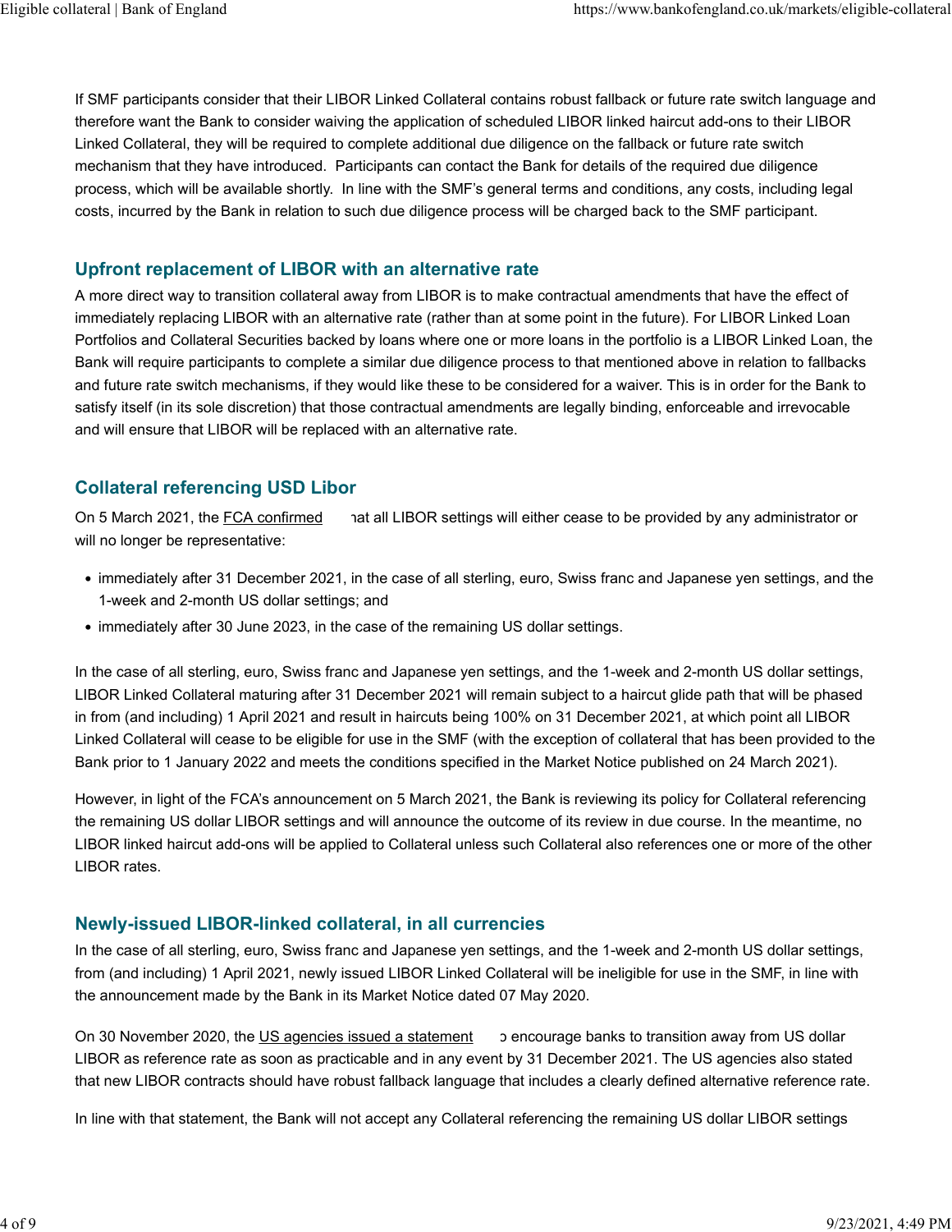If SMF participants consider that their LIBOR Linked Collateral contains robust fallback or future rate switch language and therefore want the Bank to consider waiving the application of scheduled LIBOR linked haircut add-ons to their LIBOR Linked Collateral, they will be required to complete additional due diligence on the fallback or future rate switch mechanism that they have introduced. Participants can contact the Bank for details of the required due diligence process, which will be available shortly. In line with the SMF's general terms and conditions, any costs, including legal costs, incurred by the Bank in relation to such due diligence process will be charged back to the SMF participant.

## Upfront replacement of LIBOR with an alternative rate

A more direct way to transition collateral away from LIBOR is to make contractual amendments that have the effect of immediately replacing LIBOR with an alternative rate (rather than at some point in the future). For LIBOR Linked Loan Portfolios and Collateral Securities backed by loans where one or more loans in the portfolio is a LIBOR Linked Loan, the Bank will require participants to complete a similar due diligence process to that mentioned above in relation to fallbacks and future rate switch mechanisms, if they would like these to be considered for a waiver. This is in order for the Bank to satisfy itself (in its sole discretion) that those contractual amendments are legally binding, enforceable and irrevocable and will ensure that LIBOR will be replaced with an alternative rate.

## Collateral referencing USD Libor

On 5 March 2021, the FCA confirmed that all LIBOR settings will either cease to be provided by any administrator or will no longer be representative:

- immediately after 31 December 2021, in the case of all sterling, euro, Swiss franc and Japanese yen settings, and the 1-week and 2-month US dollar settings; and
- immediately after 30 June 2023, in the case of the remaining US dollar settings.

In the case of all sterling, euro, Swiss franc and Japanese yen settings, and the 1-week and 2-month US dollar settings, LIBOR Linked Collateral maturing after 31 December 2021 will remain subject to a haircut glide path that will be phased in from (and including) 1 April 2021 and result in haircuts being 100% on 31 December 2021, at which point all LIBOR Linked Collateral will cease to be eligible for use in the SMF (with the exception of collateral that has been provided to the Bank prior to 1 January 2022 and meets the conditions specified in the Market Notice published on 24 March 2021).

However, in light of the FCA's announcement on 5 March 2021, the Bank is reviewing its policy for Collateral referencing the remaining US dollar LIBOR settings and will announce the outcome of its review in due course. In the meantime, no LIBOR linked haircut add-ons will be applied to Collateral unless such Collateral also references one or more of the other LIBOR rates.

## Newly-issued LIBOR-linked collateral, in all currencies

In the case of all sterling, euro, Swiss franc and Japanese yen settings, and the 1-week and 2-month US dollar settings, from (and including) 1 April 2021, newly issued LIBOR Linked Collateral will be ineligible for use in the SMF, in line with the announcement made by the Bank in its Market Notice dated 07 May 2020.

On 30 November 2020, the US agencies issued a statement to encourage banks to transition away from US dollar LIBOR as reference rate as soon as practicable and in any event by 31 December 2021. The US agencies also stated that new LIBOR contracts should have robust fallback language that includes a clearly defined alternative reference rate.

In line with that statement, the Bank will not accept any Collateral referencing the remaining US dollar LIBOR settings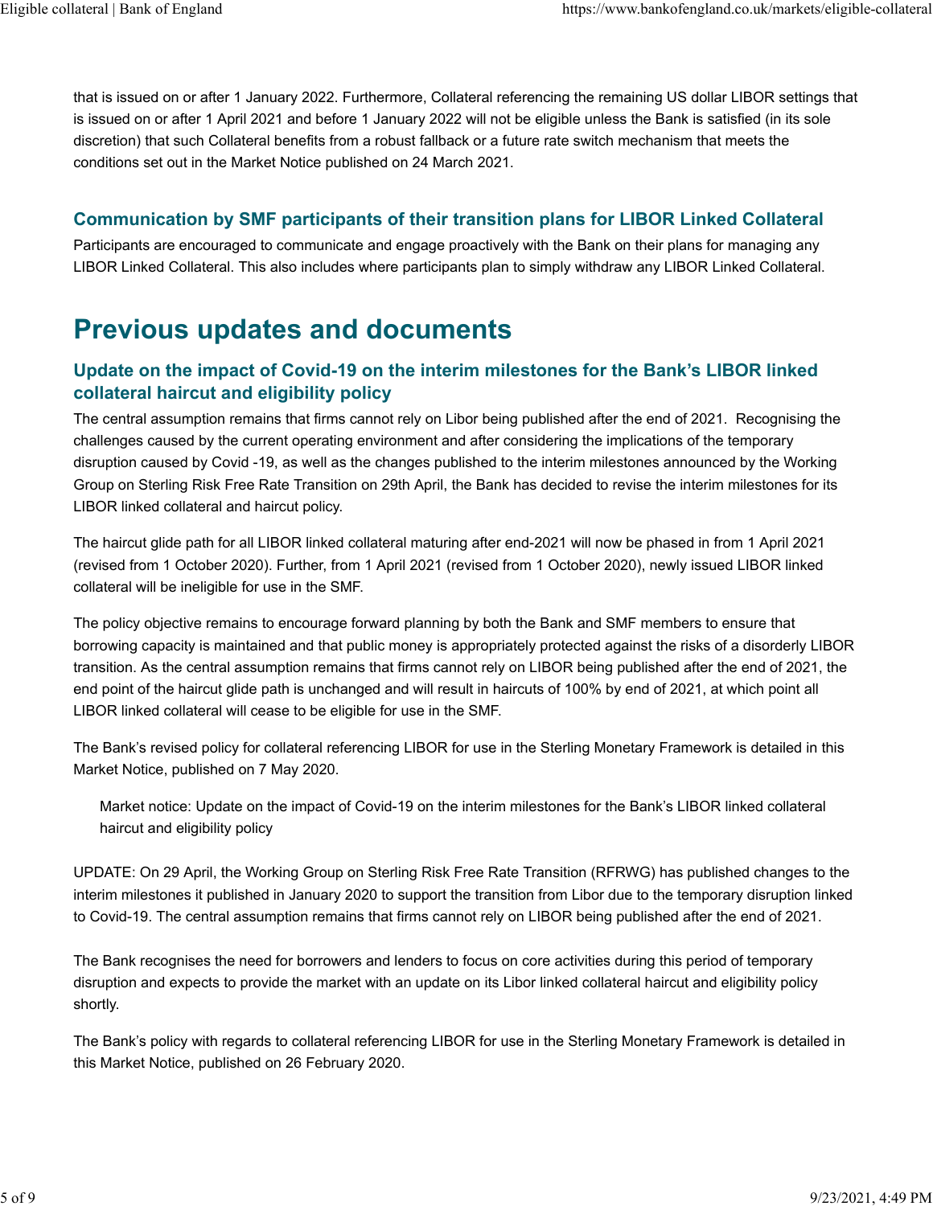that is issued on or after 1 January 2022. Furthermore, Collateral referencing the remaining US dollar LIBOR settings that is issued on or after 1 April 2021 and before 1 January 2022 will not be eligible unless the Bank is satisfied (in its sole discretion) that such Collateral benefits from a robust fallback or a future rate switch mechanism that meets the conditions set out in the Market Notice published on 24 March 2021.

### Communication by SMF participants of their transition plans for LIBOR Linked Collateral

Participants are encouraged to communicate and engage proactively with the Bank on their plans for managing any LIBOR Linked Collateral. This also includes where participants plan to simply withdraw any LIBOR Linked Collateral.

## Previous updates and documents

### Update on the impact of Covid-19 on the interim milestones for the Bank's LIBOR linked collateral haircut and eligibility policy

The central assumption remains that firms cannot rely on Libor being published after the end of 2021. Recognising the challenges caused by the current operating environment and after considering the implications of the temporary disruption caused by Covid -19, as well as the changes published to the interim milestones announced by the Working Group on Sterling Risk Free Rate Transition on 29th April, the Bank has decided to revise the interim milestones for its LIBOR linked collateral and haircut policy.

The haircut glide path for all LIBOR linked collateral maturing after end-2021 will now be phased in from 1 April 2021 (revised from 1 October 2020). Further, from 1 April 2021 (revised from 1 October 2020), newly issued LIBOR linked collateral will be ineligible for use in the SMF.

The policy objective remains to encourage forward planning by both the Bank and SMF members to ensure that borrowing capacity is maintained and that public money is appropriately protected against the risks of a disorderly LIBOR transition. As the central assumption remains that firms cannot rely on LIBOR being published after the end of 2021, the end point of the haircut glide path is unchanged and will result in haircuts of 100% by end of 2021, at which point all LIBOR linked collateral will cease to be eligible for use in the SMF.

The Bank's revised policy for collateral referencing LIBOR for use in the Sterling Monetary Framework is detailed in this Market Notice, published on 7 May 2020.

> Market notice: Update on the impact of Covid-19 on the interim milestones for the Bank's LIBOR linked collateral haircut and eligibility policy

UPDATE: On 29 April, the Working Group on Sterling Risk Free Rate Transition (RFRWG) has published changes to the interim milestones it published in January 2020 to support the transition from Libor due to the temporary disruption linked to Covid-19. The central assumption remains that firms cannot rely on LIBOR being published after the end of 2021.

The Bank recognises the need for borrowers and lenders to focus on core activities during this period of temporary disruption and expects to provide the market with an update on its Libor linked collateral haircut and eligibility policy shortly.

The Bank's policy with regards to collateral referencing LIBOR for use in the Sterling Monetary Framework is detailed in this Market Notice, published on 26 February 2020.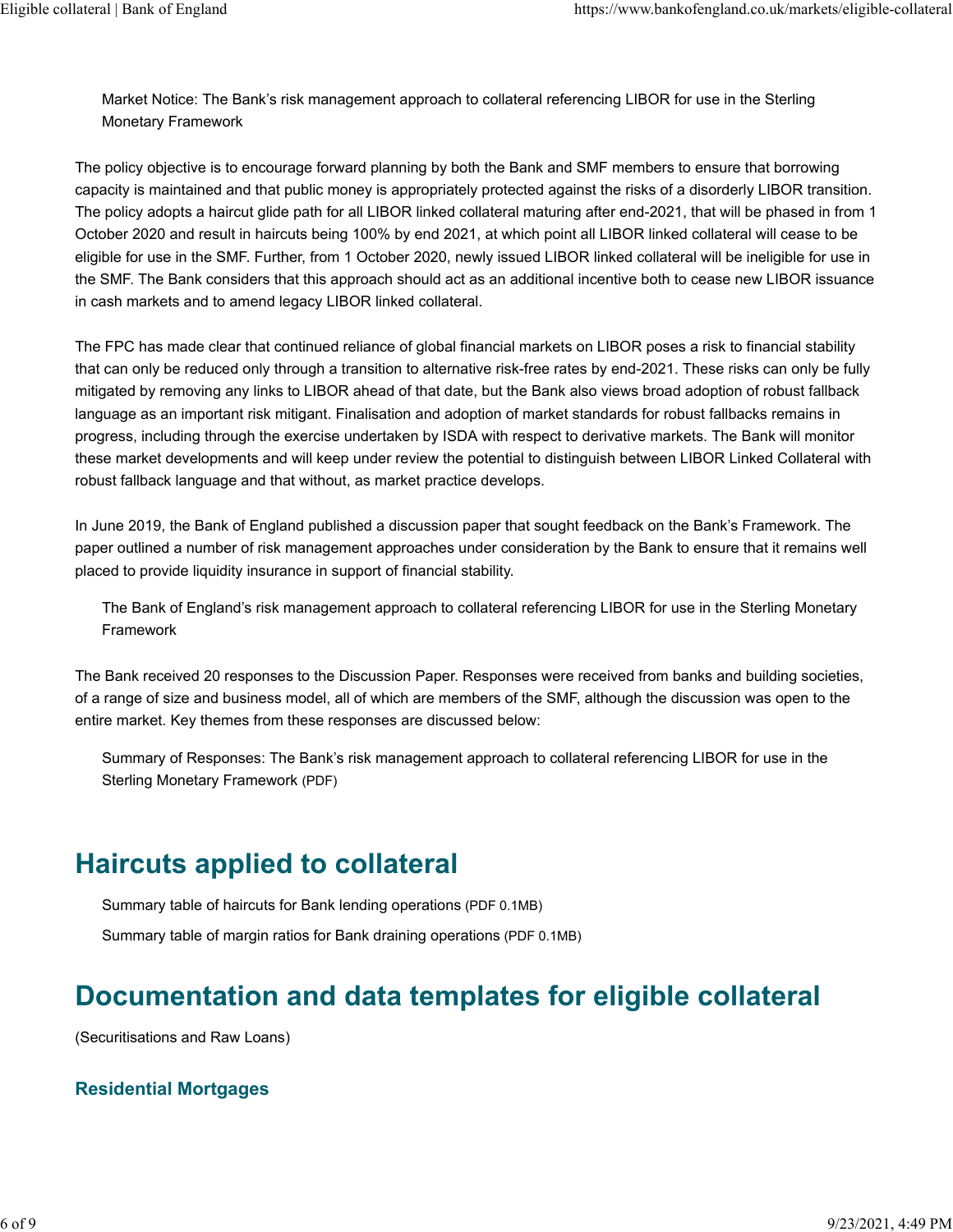Market Notice: The Bank's risk management approach to collateral referencing LIBOR for use in the Sterling Monetary Framework

The policy objective is to encourage forward planning by both the Bank and SMF members to ensure that borrowing capacity is maintained and that public money is appropriately protected against the risks of a disorderly LIBOR transition. The policy adopts a haircut glide path for all LIBOR linked collateral maturing after end-2021, that will be phased in from 1 October 2020 and result in haircuts being 100% by end 2021, at which point all LIBOR linked collateral will cease to be eligible for use in the SMF. Further, from 1 October 2020, newly issued LIBOR linked collateral will be ineligible for use in the SMF. The Bank considers that this approach should act as an additional incentive both to cease new LIBOR issuance in cash markets and to amend legacy LIBOR linked collateral.

The FPC has made clear that continued reliance of global financial markets on LIBOR poses a risk to financial stability that can only be reduced only through a transition to alternative risk-free rates by end-2021. These risks can only be fully mitigated by removing any links to LIBOR ahead of that date, but the Bank also views broad adoption of robust fallback language as an important risk mitigant. Finalisation and adoption of market standards for robust fallbacks remains in progress, including through the exercise undertaken by ISDA with respect to derivative markets. The Bank will monitor these market developments and will keep under review the potential to distinguish between LIBOR Linked Collateral with robust fallback language and that without, as market practice develops.

In June 2019, the Bank of England published a discussion paper that sought feedback on the Bank's Framework. The paper outlined a number of risk management approaches under consideration by the Bank to ensure that it remains well placed to provide liquidity insurance in support of financial stability.

The Bank of England's risk management approach to collateral referencing LIBOR for use in the Sterling Monetary Framework

The Bank received 20 responses to the Discussion Paper. Responses were received from banks and building societies, of a range of size and business model, all of which are members of the SMF, although the discussion was open to the entire market. Key themes from these responses are discussed below:

Summary of Responses: The Bank's risk management approach to collateral referencing LIBOR for use in the Sterling Monetary Framework (PDF)

## Haircuts applied to collateral

Summary table of haircuts for Bank lending operations (PDF 0.1MB)

Summary table of margin ratios for Bank draining operations (PDF 0.1MB)

## Documentation and data templates for eligible collateral

(Securitisations and Raw Loans)

### Residential Mortgages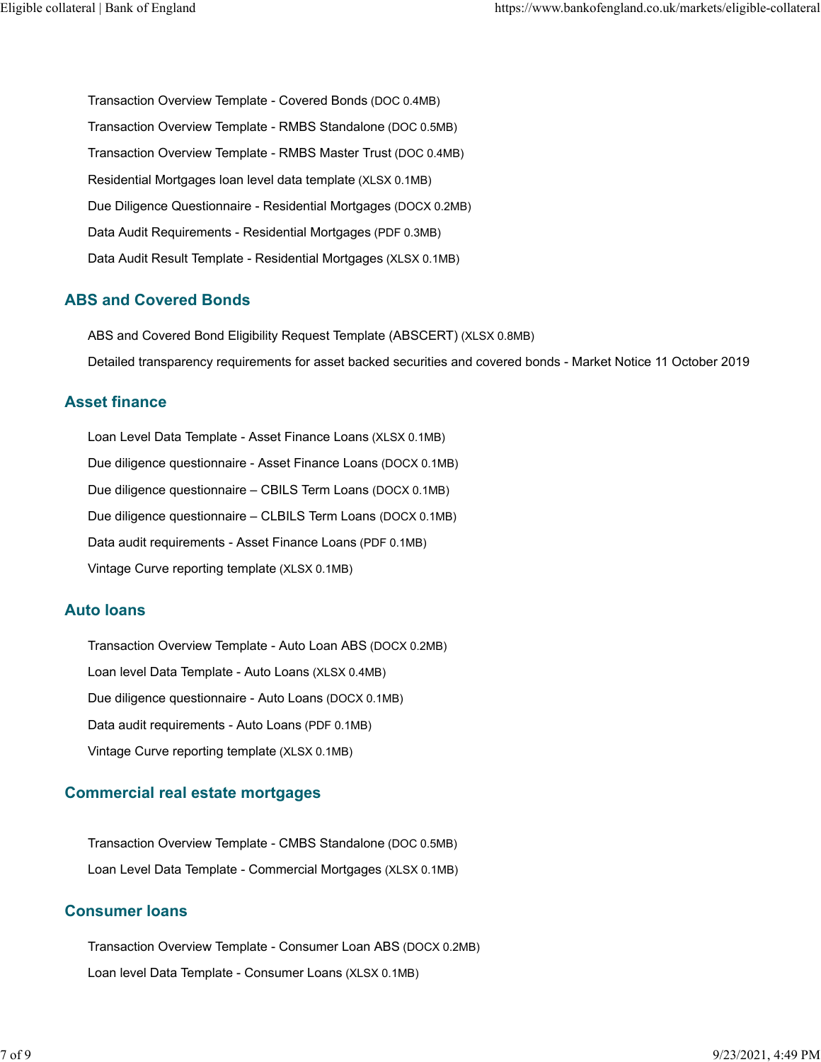Transaction Overview Template - Covered Bonds (DOC 0.4MB)

Transaction Overview Template - RMBS Standalone (DOC 0.5MB)

Transaction Overview Template - RMBS Master Trust (DOC 0.4MB)

Residential Mortgages loan level data template (XLSX 0.1MB)

Due Diligence Questionnaire - Residential Mortgages (DOCX 0.2MB)

Data Audit Requirements - Residential Mortgages (PDF 0.3MB)

Data Audit Result Template - Residential Mortgages (XLSX 0.1MB)

## ABS and Covered Bonds

ABS and Covered Bond Eligibility Request Template (ABSCERT) (XLSX 0.8MB)

Detailed transparency requirements for asset backed securities and covered bonds - Market Notice 11 October 2019

## Asset finance

Loan Level Data Template - Asset Finance Loans (XLSX 0.1MB)

Due diligence questionnaire - Asset Finance Loans (DOCX 0.1MB)

Due diligence questionnaire – CBILS Term Loans (DOCX 0.1MB)

Due diligence questionnaire – CLBILS Term Loans (DOCX 0.1MB)

Data audit requirements - Asset Finance Loans (PDF 0.1MB)

Vintage Curve reporting template (XLSX 0.1MB)

## Auto loans

Transaction Overview Template - Auto Loan ABS (DOCX 0.2MB)

Loan level Data Template - Auto Loans (XLSX 0.4MB)

Due diligence questionnaire - Auto Loans (DOCX 0.1MB)

Data audit requirements - Auto Loans (PDF 0.1MB)

Vintage Curve reporting template (XLSX 0.1MB)

## Commercial real estate mortgages

Transaction Overview Template - CMBS Standalone (DOC 0.5MB)

Loan Level Data Template - Commercial Mortgages (XLSX 0.1MB)

## Consumer loans

Transaction Overview Template - Consumer Loan ABS (DOCX 0.2MB)

Loan level Data Template - Consumer Loans (XLSX 0.1MB)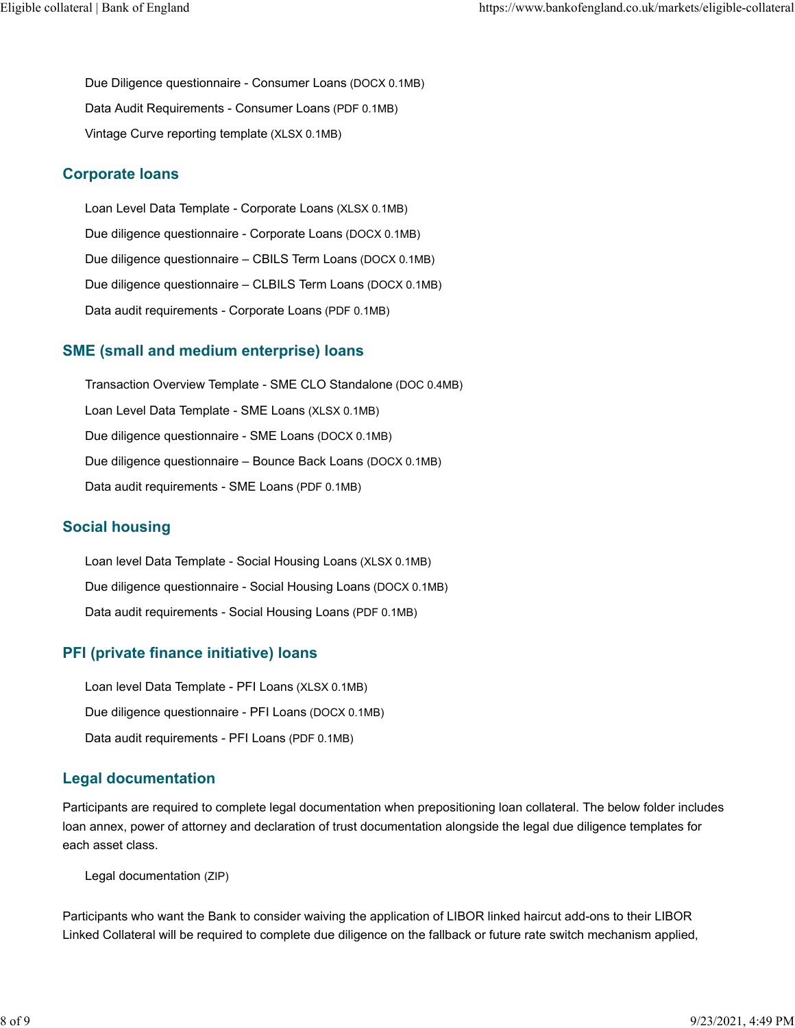- Due Diligence questionnaire - Consumer Loans (DOCX 0.1MB)
- Data Audit Requirements - Consumer Loans (PDF 0.1MB)
- Vintage Curve reporting template (XLSX 0.1MB)

## Corporate loans

- Loan Level Data Template - Corporate Loans (XLSX 0.1MB)
- Due diligence questionnaire - Corporate Loans (DOCX 0.1MB)
- Due diligence questionnaire – CBILS Term Loans (DOCX 0.1MB)
- Due diligence questionnaire – CLBILS Term Loans (DOCX 0.1MB)
- Data audit requirements - Corporate Loans (PDF 0.1MB)

## SME (small and medium enterprise) loans

- Transaction Overview Template - SME CLO Standalone (DOC 0.4MB)
- Loan Level Data Template - SME Loans (XLSX 0.1MB)
- Due diligence questionnaire - SME Loans (DOCX 0.1MB)
- Due diligence questionnaire – Bounce Back Loans (DOCX 0.1MB)
- Data audit requirements - SME Loans (PDF 0.1MB)

## Social housing

- Loan level Data Template - Social Housing Loans (XLSX 0.1MB)
- Due diligence questionnaire - Social Housing Loans (DOCX 0.1MB)
- Data audit requirements - Social Housing Loans (PDF 0.1MB)

## PFI (private finance initiative) loans

- Loan level Data Template - PFI Loans (XLSX 0.1MB)
- Due diligence questionnaire - PFI Loans (DOCX 0.1MB)
- Data audit requirements - PFI Loans (PDF 0.1MB)

## Legal documentation

Participants are required to complete legal documentation when prepositioning loan collateral. The below folder includes loan annex, power of attorney and declaration of trust documentation alongside the legal due diligence templates for each asset class.

- Legal documentation (ZIP)

Participants who want the Bank to consider waiving the application of LIBOR linked haircut add-ons to their LIBOR Linked Collateral will be required to complete due diligence on the fallback or future rate switch mechanism applied,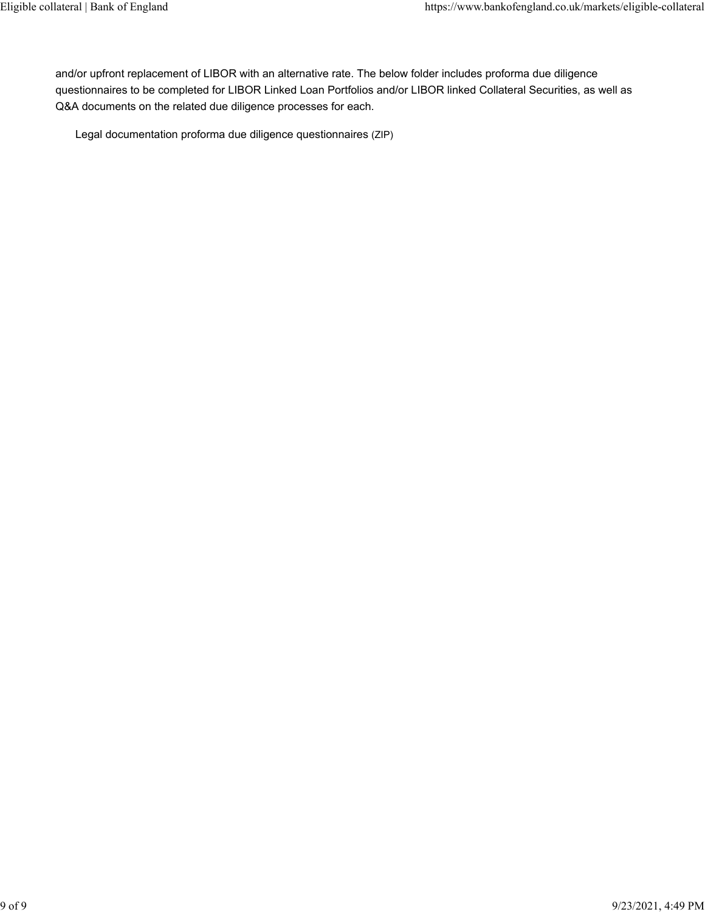and/or upfront replacement of LIBOR with an alternative rate. The below folder includes proforma due diligence questionnaires to be completed for LIBOR Linked Loan Portfolios and/or LIBOR linked Collateral Securities, as well as Q&A documents on the related due diligence processes for each.

- Legal documentation proforma due diligence questionnaires (ZIP)